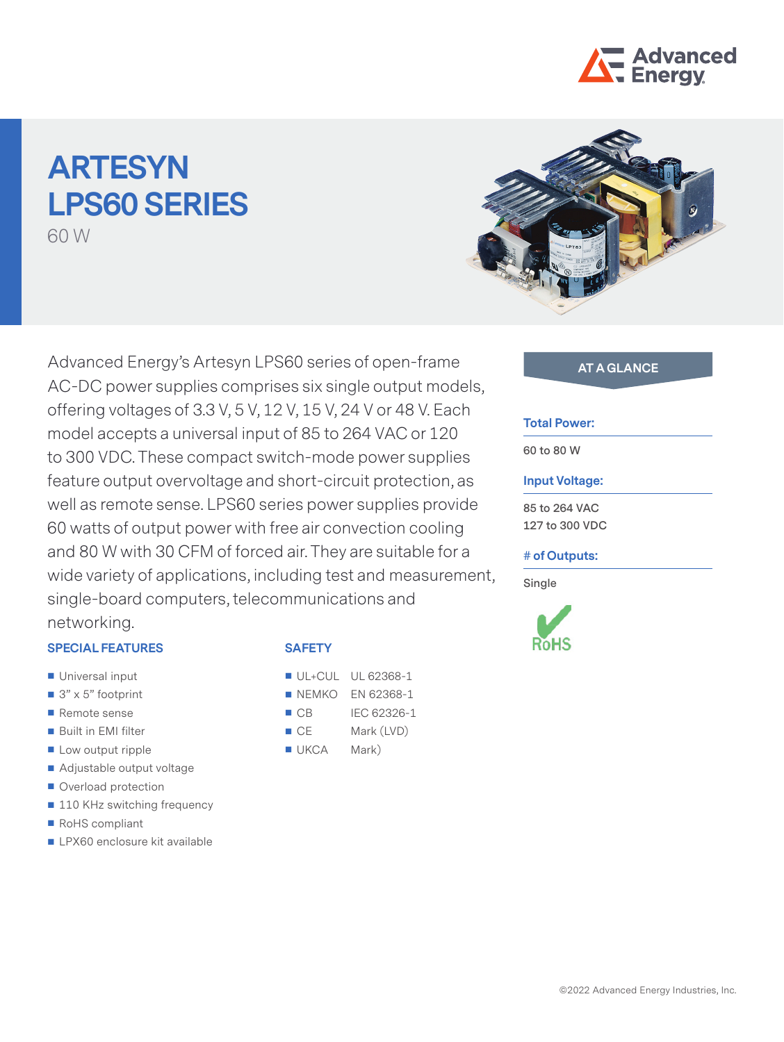# ARTESYN LPS60 SERIES

60 W

Advanced Energy's Artesyn LPS60 series of open-frame AC-DC power supplies comprises six single output models, offering voltages of 3.3 V, 5 V, 12 V, 15 V, 24 V or 48 V. Each model accepts a universal input of 85 to 264 VAC or 120 to 300 VDC. These compact switch-mode power supplies feature output overvoltage and short-circuit protection, as well as remote sense. LPS60 series power supplies provide 60 watts of output power with free air convection cooling and 80 W with 30 CFM of forced air. They are suitable for a wide variety of applications, including test and measurement, single-board computers, telecommunications and networking.

## SPECIAL FEATURES

- Universal input
- 3" x 5" footprint
- Remote sense
- Built in EMI filter
- Low output ripple
- Adjustable output voltage
- Overload protection
- 110 KHz switching frequency
- RoHS compliant
- LPX60 enclosure kit available

## SAFETY

- UL+CUL UL 62368-1
- NEMKO EN 62368-1
- CB IEC 62326-1
- CE Mark (LVD)
- UKCA Mark)

## AT A GLANCE

**Total Power:**

60 to 80 W

**Input Voltage:**

85 to 264 VAC
127 to 300 VDC

**# of Outputs:**

Single

RoHS

©2022 Advanced Energy Industries, Inc.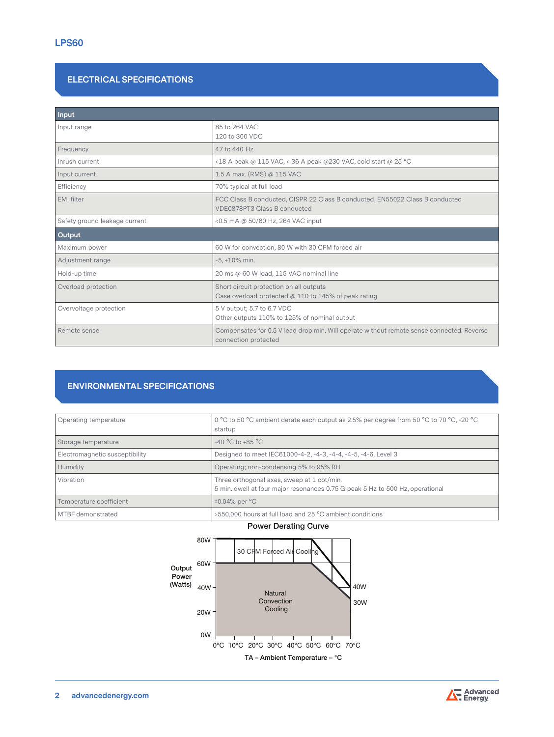## ELECTRICAL SPECIFICATIONS

| Input | |
|---|---|
| Input range | 85 to 264 VAC<br>120 to 300 VDC |
| Frequency | 47 to 440 Hz |
| Inrush current | <18 A peak @ 115 VAC, < 36 A peak @230 VAC, cold start @ 25 °C |
| Input current | 1.5 A max. (RMS) @ 115 VAC |
| Efficiency | 70% typical at full load |
| EMI filter | FCC Class B conducted, CISPR 22 Class B conducted, EN55022 Class B conducted<br>VDE0878PT3 Class B conducted |
| Safety ground leakage current | <0.5 mA @ 50/60 Hz, 264 VAC input |
| **Output** | |
| Maximum power | 60 W for convection, 80 W with 30 CFM forced air |
| Adjustment range | -5, +10% min. |
| Hold-up time | 20 ms @ 60 W load, 115 VAC nominal line |
| Overload protection | Short circuit protection on all outputs<br>Case overload protected @ 110 to 145% of peak rating |
| Overvoltage protection | 5 V output; 5.7 to 6.7 VDC<br>Other outputs 110% to 125% of nominal output |
| Remote sense | Compensates for 0.5 V lead drop min. Will operate without remote sense connected. Reverse connection protected |

## ENVIRONMENTAL SPECIFICATIONS

| | |
|---|---|
| Operating temperature | 0 °C to 50 °C ambient derate each output as 2.5% per degree from 50 °C to 70 °C, -20 °C startup |
| Storage temperature | -40 °C to +85 °C |
| Electromagnetic susceptibility | Designed to meet IEC61000-4-2, -4-3, -4-4, -4-5, -4-6, Level 3 |
| Humidity | Operating; non-condensing 5% to 95% RH |
| Vibration | Three orthogonal axes, sweep at 1 cot/min.<br>5 min. dwell at four major resonances 0.75 G peak 5 Hz to 500 Hz, operational |
| Temperature coefficient | ±0.04% per °C |
| MTBF demonstrated | >550,000 hours at full load and 25 °C ambient conditions |

**Power Derating Curve**

Output Power (Watts): 0W, 20W, 40W, 60W, 80W

TA – Ambient Temperature – °C: 0°C, 10°C, 20°C, 30°C, 40°C, 50°C, 60°C, 70°C

30 CFM Forced Air Cooling (80W, derating to 40W at 70°C)

Natural Convection Cooling (60W, derating to 30W at 70°C)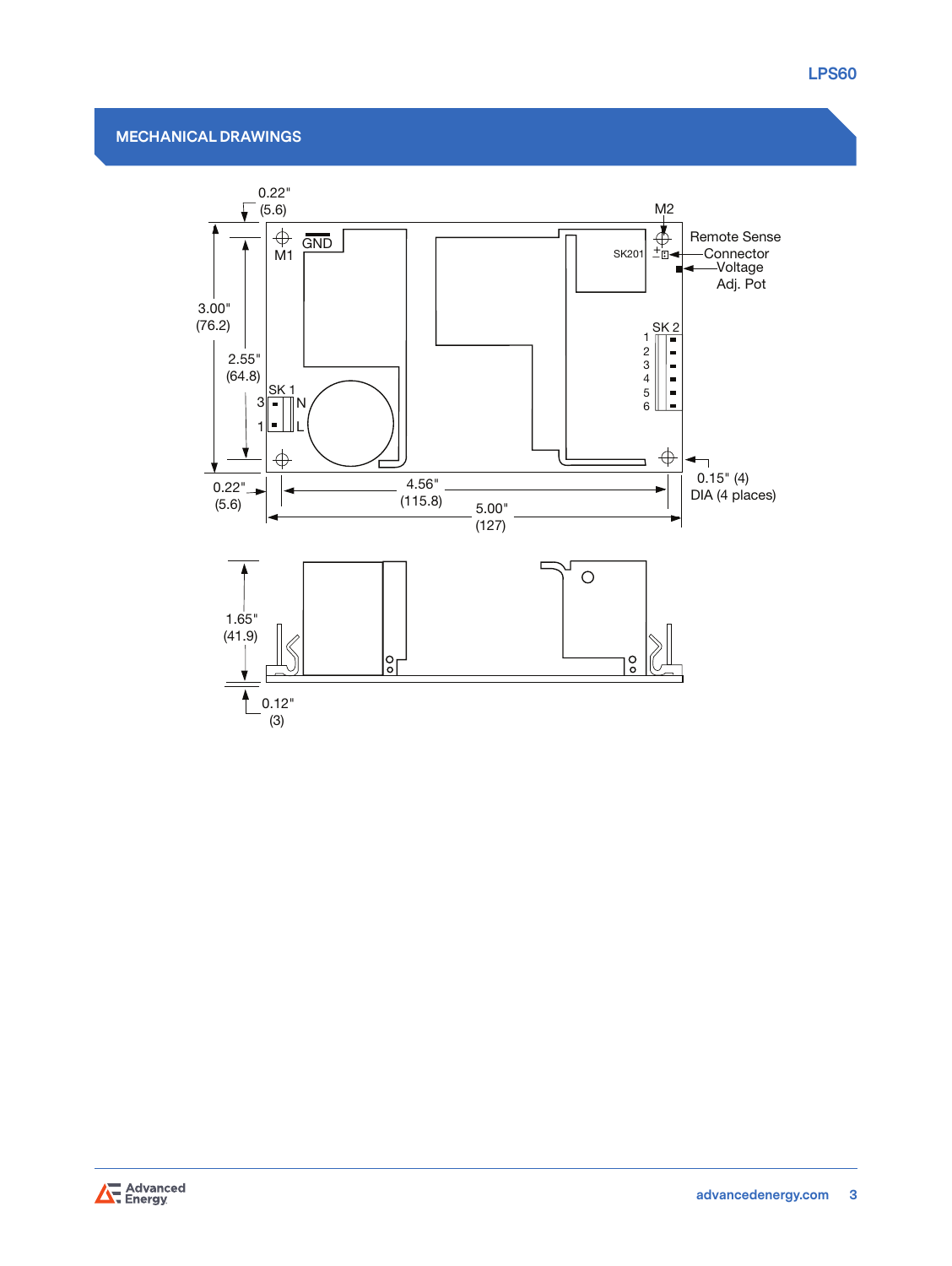## MECHANICAL DRAWINGS

0.22" (5.6)

M2

Remote Sense Connector

Voltage Adj. Pot

3.00" (76.2)

2.55" (64.8)

GND

M1

SK201

SK 2

1 2 3 4 5 6

SK 1

3 N

1 L

0.22" (5.6)

4.56" (115.8)

5.00" (127)

0.15" (4) DIA (4 places)

1.65" (41.9)

0.12" (3)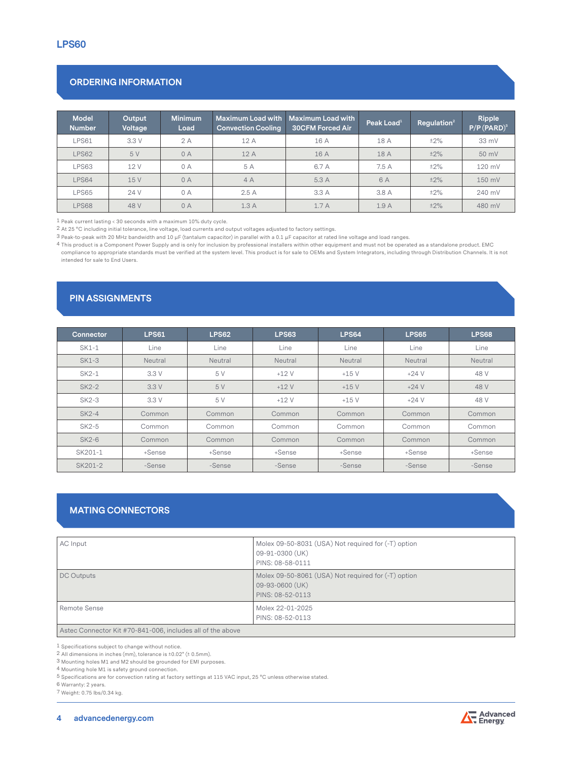# LPS60

## ORDERING INFORMATION

| Model Number | Output Voltage | Minimum Load | Maximum Load with Convection Cooling | Maximum Load with 30CFM Forced Air | Peak Load[1] | Regulation[2] | Ripple P/P (PARD)[3] |
|---|---|---|---|---|---|---|---|
| LPS61 | 3.3 V | 2 A | 12 A | 16 A | 18 A | ±2% | 33 mV |
| LPS62 | 5 V | 0 A | 12 A | 16 A | 18 A | ±2% | 50 mV |
| LPS63 | 12 V | 0 A | 5 A | 6.7 A | 7.5 A | ±2% | 120 mV |
| LPS64 | 15 V | 0 A | 4 A | 5.3 A | 6 A | ±2% | 150 mV |
| LPS65 | 24 V | 0 A | 2.5 A | 3.3 A | 3.8 A | ±2% | 240 mV |
| LPS68 | 48 V | 0 A | 1.3 A | 1.7 A | 1.9 A | ±2% | 480 mV |

1 Peak current lasting < 30 seconds with a maximum 10% duty cycle.
2 At 25 °C including initial tolerance, line voltage, load currents and output voltages adjusted to factory settings.
3 Peak-to-peak with 20 MHz bandwidth and 10 µF (tantalum capacitor) in parallel with a 0.1 µF capacitor at rated line voltage and load ranges.
4 This product is a Component Power Supply and is only for inclusion by professional installers within other equipment and must not be operated as a standalone product. EMC compliance to appropriate standards must be verified at the system level. This product is for sale to OEMs and System Integrators, including through Distribution Channels. It is not intended for sale to End Users.

## PIN ASSIGNMENTS

| Connector | LPS61 | LPS62 | LPS63 | LPS64 | LPS65 | LPS68 |
|---|---|---|---|---|---|---|
| SK1-1 | Line | Line | Line | Line | Line | Line |
| SK1-3 | Neutral | Neutral | Neutral | Neutral | Neutral | Neutral |
| SK2-1 | 3.3 V | 5 V | +12 V | +15 V | +24 V | 48 V |
| SK2-2 | 3.3 V | 5 V | +12 V | +15 V | +24 V | 48 V |
| SK2-3 | 3.3 V | 5 V | +12 V | +15 V | +24 V | 48 V |
| SK2-4 | Common | Common | Common | Common | Common | Common |
| SK2-5 | Common | Common | Common | Common | Common | Common |
| SK2-6 | Common | Common | Common | Common | Common | Common |
| SK201-1 | +Sense | +Sense | +Sense | +Sense | +Sense | +Sense |
| SK201-2 | -Sense | -Sense | -Sense | -Sense | -Sense | -Sense |

## MATING CONNECTORS

| | |
|---|---|
| AC Input | Molex 09-50-8031 (USA) Not required for (-T) option<br>09-91-0300 (UK)<br>PINS: 08-58-0111 |
| DC Outputs | Molex 09-50-8061 (USA) Not required for (-T) option<br>09-93-0600 (UK)<br>PINS: 08-52-0113 |
| Remote Sense | Molex 22-01-2025<br>PINS: 08-52-0113 |
| Astec Connector Kit #70-841-006, includes all of the above | |

1 Specifications subject to change without notice.
2 All dimensions in inches (mm), tolerance is ±0.02" (± 0.5mm).
3 Mounting holes M1 and M2 should be grounded for EMI purposes.
4 Mounting hole M1 is safety ground connection.
5 Specifications are for convection rating at factory settings at 115 VAC input, 25 °C unless otherwise stated.
6 Warranty: 2 years.
7 Weight: 0.75 lbs/0.34 kg.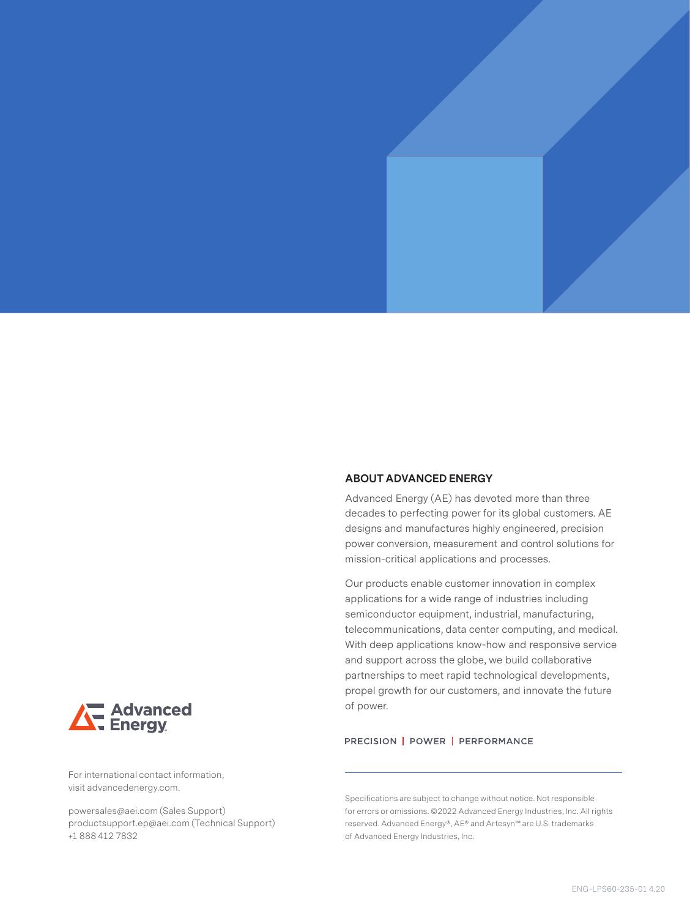## ABOUT ADVANCED ENERGY

Advanced Energy (AE) has devoted more than three decades to perfecting power for its global customers. AE designs and manufactures highly engineered, precision power conversion, measurement and control solutions for mission-critical applications and processes.

Our products enable customer innovation in complex applications for a wide range of industries including semiconductor equipment, industrial, manufacturing, telecommunications, data center computing, and medical. With deep applications know-how and responsive service and support across the globe, we build collaborative partnerships to meet rapid technological developments, propel growth for our customers, and innovate the future of power.

PRECISION | POWER | PERFORMANCE

Advanced Energy

For international contact information, visit advancedenergy.com.

powersales@aei.com (Sales Support)
productsupport.ep@aei.com (Technical Support)
+1 888 412 7832

Specifications are subject to change without notice. Not responsible for errors or omissions. ©2022 Advanced Energy Industries, Inc. All rights reserved. Advanced Energy®, AE® and Artesyn™ are U.S. trademarks of Advanced Energy Industries, Inc.

ENG-LPS60-235-01 4.20